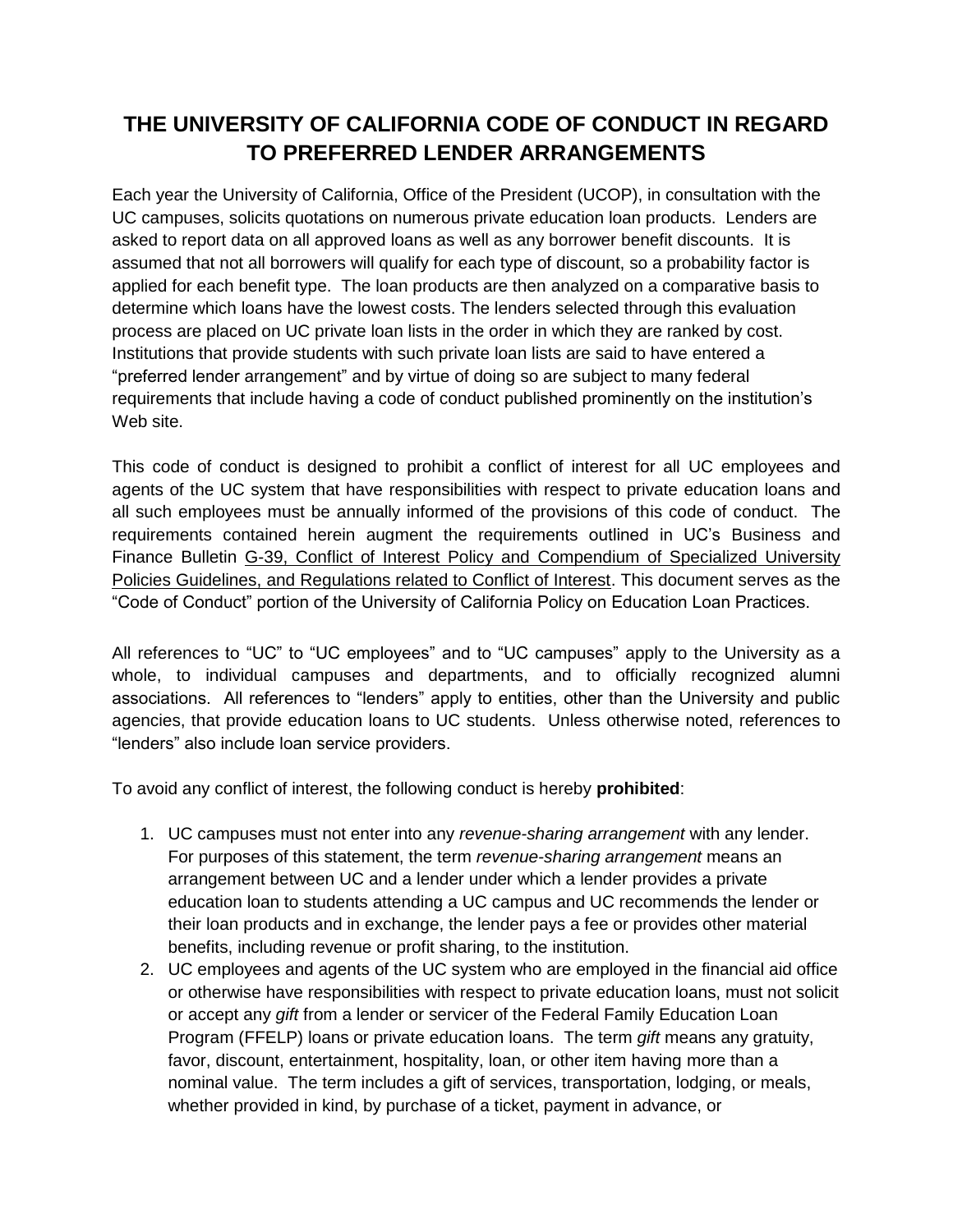# THE UNIVERSITY OF CALIFORNIA CODE OF CONDUCT IN REGARD TO PREFERRED LENDER ARRANGEMENTS

Each year the University of California, Office of the President (UCOP), in consultation with the UC campuses, solicits quotations on numerous private education loan products. Lenders are asked to report data on all approved loans as well as any borrower benefit discounts. It is assumed that not all borrowers will qualify for each type of discount, so a probability factor is applied for each benefit type. The loan products are then analyzed on a comparative basis to determine which loans have the lowest costs. The lenders selected through this evaluation process are placed on UC private loan lists in the order in which they are ranked by cost. Institutions that provide students with such private loan lists are said to have entered a "preferred lender arrangement" and by virtue of doing so are subject to many federal requirements that include having a code of conduct published prominently on the institution's Web site.

This code of conduct is designed to prohibit a conflict of interest for all UC employees and agents of the UC system that have responsibilities with respect to private education loans and all such employees must be annually informed of the provisions of this code of conduct. The requirements contained herein augment the requirements outlined in UC's Business and Finance Bulletin G-39, Conflict of Interest Policy and Compendium of Specialized University Policies Guidelines, and Regulations related to Conflict of Interest. This document serves as the "Code of Conduct" portion of the University of California Policy on Education Loan Practices.

All references to "UC" to "UC employees" and to "UC campuses" apply to the University as a whole, to individual campuses and departments, and to officially recognized alumni associations. All references to "lenders" apply to entities, other than the University and public agencies, that provide education loans to UC students. Unless otherwise noted, references to "lenders" also include loan service providers.

To avoid any conflict of interest, the following conduct is hereby **prohibited**:

1. UC campuses must not enter into any *revenue-sharing arrangement* with any lender. For purposes of this statement, the term *revenue-sharing arrangement* means an arrangement between UC and a lender under which a lender provides a private education loan to students attending a UC campus and UC recommends the lender or their loan products and in exchange, the lender pays a fee or provides other material benefits, including revenue or profit sharing, to the institution.
2. UC employees and agents of the UC system who are employed in the financial aid office or otherwise have responsibilities with respect to private education loans, must not solicit or accept any *gift* from a lender or servicer of the Federal Family Education Loan Program (FFELP) loans or private education loans. The term *gift* means any gratuity, favor, discount, entertainment, hospitality, loan, or other item having more than a nominal value. The term includes a gift of services, transportation, lodging, or meals, whether provided in kind, by purchase of a ticket, payment in advance, or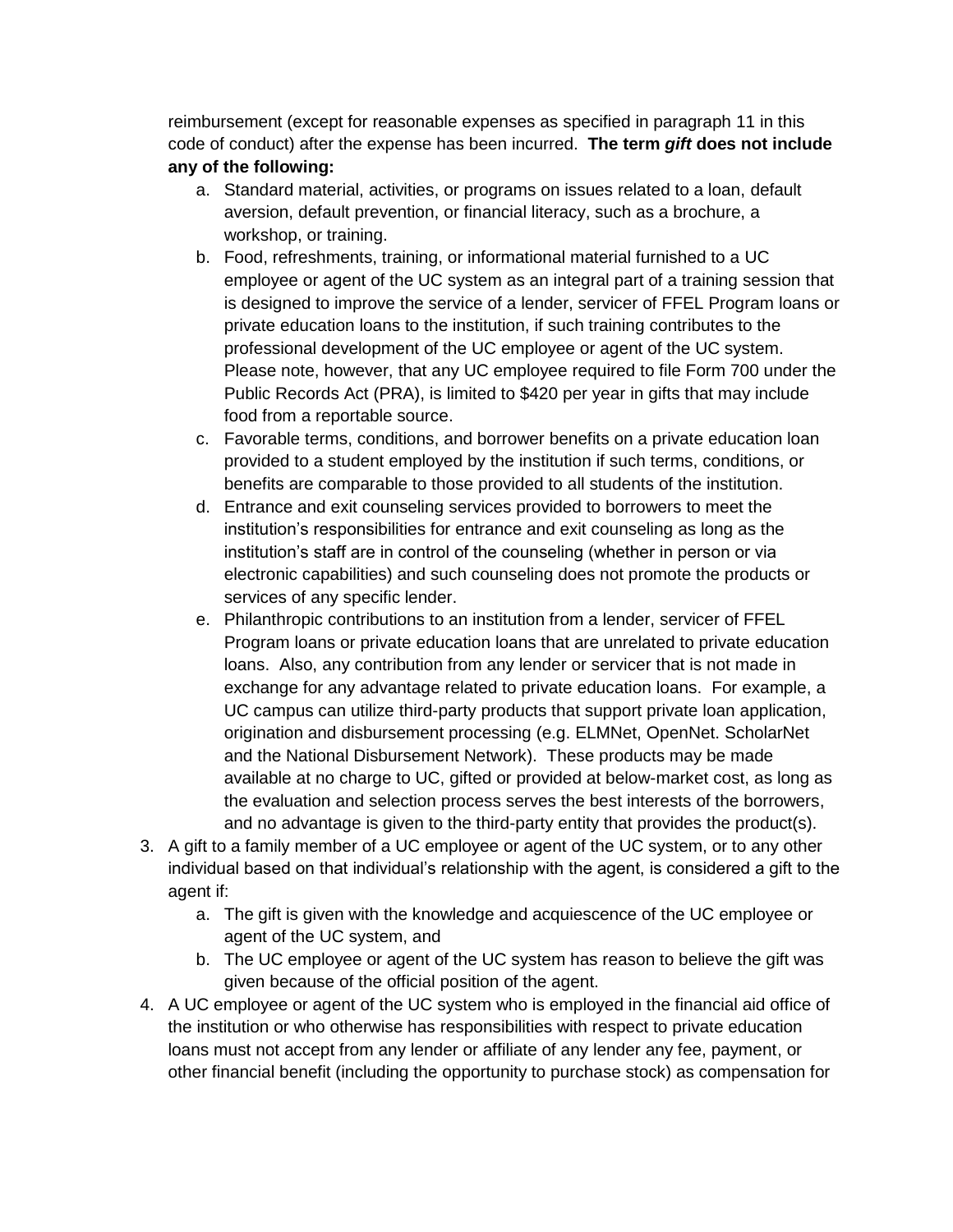reimbursement (except for reasonable expenses as specified in paragraph 11 in this code of conduct) after the expense has been incurred. **The term *gift* does not include any of the following:**

   a. Standard material, activities, or programs on issues related to a loan, default aversion, default prevention, or financial literacy, such as a brochure, a workshop, or training.
   b. Food, refreshments, training, or informational material furnished to a UC employee or agent of the UC system as an integral part of a training session that is designed to improve the service of a lender, servicer of FFEL Program loans or private education loans to the institution, if such training contributes to the professional development of the UC employee or agent of the UC system. Please note, however, that any UC employee required to file Form 700 under the Public Records Act (PRA), is limited to $420 per year in gifts that may include food from a reportable source.
   c. Favorable terms, conditions, and borrower benefits on a private education loan provided to a student employed by the institution if such terms, conditions, or benefits are comparable to those provided to all students of the institution.
   d. Entrance and exit counseling services provided to borrowers to meet the institution's responsibilities for entrance and exit counseling as long as the institution's staff are in control of the counseling (whether in person or via electronic capabilities) and such counseling does not promote the products or services of any specific lender.
   e. Philanthropic contributions to an institution from a lender, servicer of FFEL Program loans or private education loans that are unrelated to private education loans. Also, any contribution from any lender or servicer that is not made in exchange for any advantage related to private education loans. For example, a UC campus can utilize third-party products that support private loan application, origination and disbursement processing (e.g. ELMNet, OpenNet. ScholarNet and the National Disbursement Network). These products may be made available at no charge to UC, gifted or provided at below-market cost, as long as the evaluation and selection process serves the best interests of the borrowers, and no advantage is given to the third-party entity that provides the product(s).

3. A gift to a family member of a UC employee or agent of the UC system, or to any other individual based on that individual's relationship with the agent, is considered a gift to the agent if:
   a. The gift is given with the knowledge and acquiescence of the UC employee or agent of the UC system, and
   b. The UC employee or agent of the UC system has reason to believe the gift was given because of the official position of the agent.
4. A UC employee or agent of the UC system who is employed in the financial aid office of the institution or who otherwise has responsibilities with respect to private education loans must not accept from any lender or affiliate of any lender any fee, payment, or other financial benefit (including the opportunity to purchase stock) as compensation for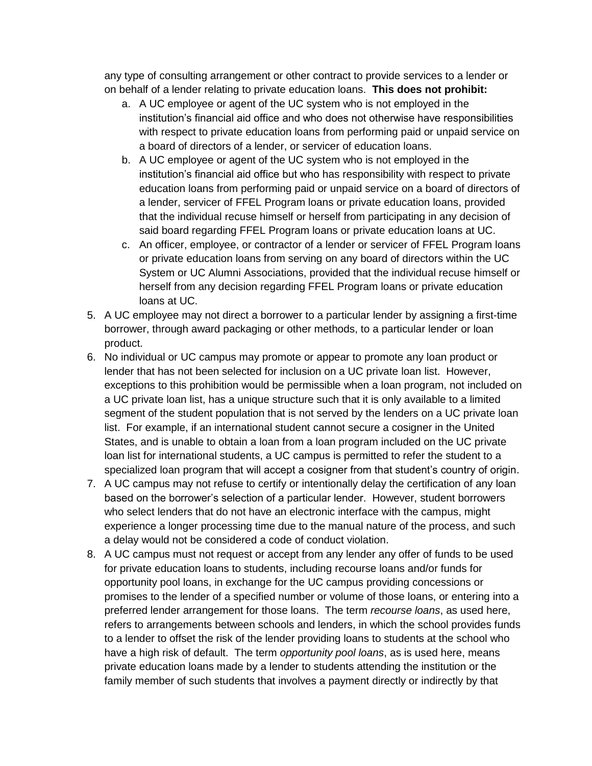any type of consulting arrangement or other contract to provide services to a lender or on behalf of a lender relating to private education loans. **This does not prohibit:**

   a. A UC employee or agent of the UC system who is not employed in the institution's financial aid office and who does not otherwise have responsibilities with respect to private education loans from performing paid or unpaid service on a board of directors of a lender, or servicer of education loans.
   b. A UC employee or agent of the UC system who is not employed in the institution's financial aid office but who has responsibility with respect to private education loans from performing paid or unpaid service on a board of directors of a lender, servicer of FFEL Program loans or private education loans, provided that the individual recuse himself or herself from participating in any decision of said board regarding FFEL Program loans or private education loans at UC.
   c. An officer, employee, or contractor of a lender or servicer of FFEL Program loans or private education loans from serving on any board of directors within the UC System or UC Alumni Associations, provided that the individual recuse himself or herself from any decision regarding FFEL Program loans or private education loans at UC.

5. A UC employee may not direct a borrower to a particular lender by assigning a first-time borrower, through award packaging or other methods, to a particular lender or loan product.
6. No individual or UC campus may promote or appear to promote any loan product or lender that has not been selected for inclusion on a UC private loan list. However, exceptions to this prohibition would be permissible when a loan program, not included on a UC private loan list, has a unique structure such that it is only available to a limited segment of the student population that is not served by the lenders on a UC private loan list. For example, if an international student cannot secure a cosigner in the United States, and is unable to obtain a loan from a loan program included on the UC private loan list for international students, a UC campus is permitted to refer the student to a specialized loan program that will accept a cosigner from that student's country of origin.
7. A UC campus may not refuse to certify or intentionally delay the certification of any loan based on the borrower's selection of a particular lender. However, student borrowers who select lenders that do not have an electronic interface with the campus, might experience a longer processing time due to the manual nature of the process, and such a delay would not be considered a code of conduct violation.
8. A UC campus must not request or accept from any lender any offer of funds to be used for private education loans to students, including recourse loans and/or funds for opportunity pool loans, in exchange for the UC campus providing concessions or promises to the lender of a specified number or volume of those loans, or entering into a preferred lender arrangement for those loans. The term *recourse loans*, as used here, refers to arrangements between schools and lenders, in which the school provides funds to a lender to offset the risk of the lender providing loans to students at the school who have a high risk of default. The term *opportunity pool loans*, as is used here, means private education loans made by a lender to students attending the institution or the family member of such students that involves a payment directly or indirectly by that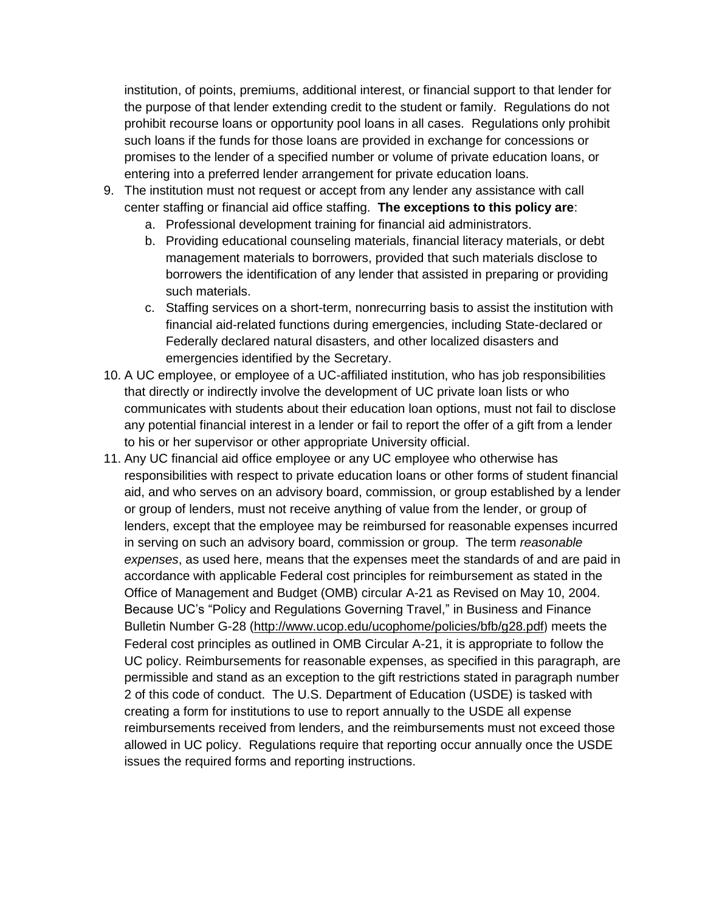institution, of points, premiums, additional interest, or financial support to that lender for the purpose of that lender extending credit to the student or family. Regulations do not prohibit recourse loans or opportunity pool loans in all cases. Regulations only prohibit such loans if the funds for those loans are provided in exchange for concessions or promises to the lender of a specified number or volume of private education loans, or entering into a preferred lender arrangement for private education loans.

9. The institution must not request or accept from any lender any assistance with call center staffing or financial aid office staffing. **The exceptions to this policy are**:
   a. Professional development training for financial aid administrators.
   b. Providing educational counseling materials, financial literacy materials, or debt management materials to borrowers, provided that such materials disclose to borrowers the identification of any lender that assisted in preparing or providing such materials.
   c. Staffing services on a short-term, nonrecurring basis to assist the institution with financial aid-related functions during emergencies, including State-declared or Federally declared natural disasters, and other localized disasters and emergencies identified by the Secretary.
10. A UC employee, or employee of a UC-affiliated institution, who has job responsibilities that directly or indirectly involve the development of UC private loan lists or who communicates with students about their education loan options, must not fail to disclose any potential financial interest in a lender or fail to report the offer of a gift from a lender to his or her supervisor or other appropriate University official.
11. Any UC financial aid office employee or any UC employee who otherwise has responsibilities with respect to private education loans or other forms of student financial aid, and who serves on an advisory board, commission, or group established by a lender or group of lenders, must not receive anything of value from the lender, or group of lenders, except that the employee may be reimbursed for reasonable expenses incurred in serving on such an advisory board, commission or group. The term *reasonable expenses*, as used here, means that the expenses meet the standards of and are paid in accordance with applicable Federal cost principles for reimbursement as stated in the Office of Management and Budget (OMB) circular A-21 as Revised on May 10, 2004. Because UC's "Policy and Regulations Governing Travel," in Business and Finance Bulletin Number G-28 (http://www.ucop.edu/ucophome/policies/bfb/g28.pdf) meets the Federal cost principles as outlined in OMB Circular A-21, it is appropriate to follow the UC policy. Reimbursements for reasonable expenses, as specified in this paragraph, are permissible and stand as an exception to the gift restrictions stated in paragraph number 2 of this code of conduct. The U.S. Department of Education (USDE) is tasked with creating a form for institutions to use to report annually to the USDE all expense reimbursements received from lenders, and the reimbursements must not exceed those allowed in UC policy. Regulations require that reporting occur annually once the USDE issues the required forms and reporting instructions.